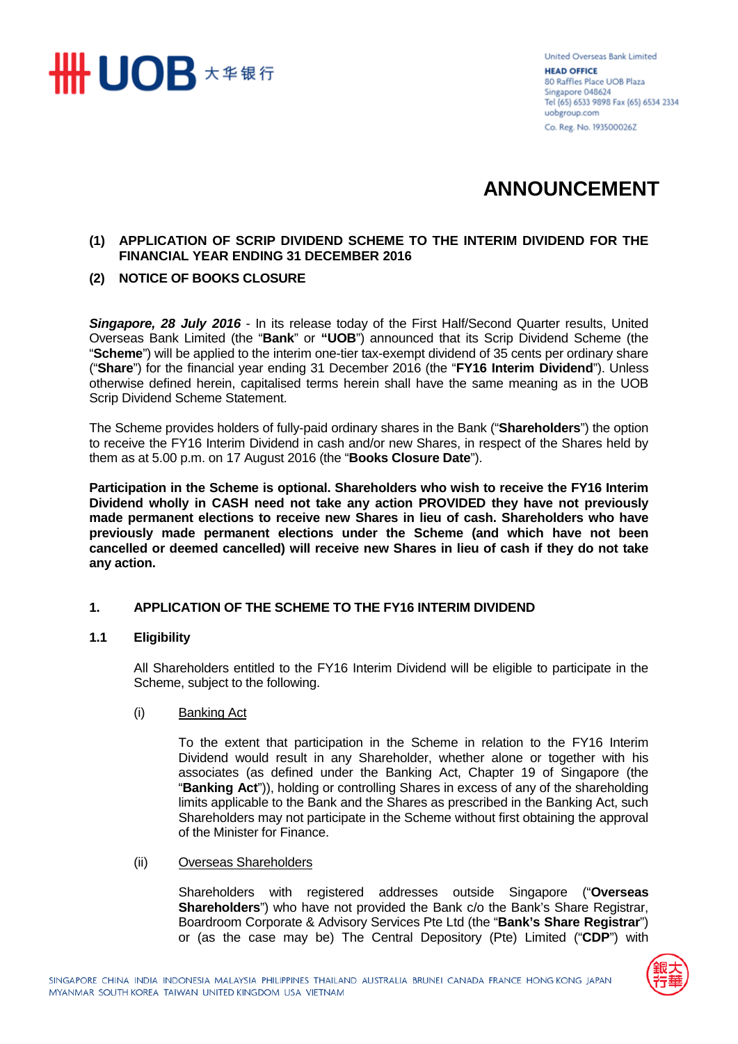United Overseas Bank Limited
**HEAD OFFICE**
80 Raffles Place UOB Plaza
Singapore 048624
Tel (65) 6533 9898 Fax (65) 6534 2334
uobgroup.com
Co. Reg. No. 193500026Z

# ANNOUNCEMENT

**(1) APPLICATION OF SCRIP DIVIDEND SCHEME TO THE INTERIM DIVIDEND FOR THE FINANCIAL YEAR ENDING 31 DECEMBER 2016**

**(2) NOTICE OF BOOKS CLOSURE**

***Singapore, 28 July 2016*** - In its release today of the First Half/Second Quarter results, United Overseas Bank Limited (the "**Bank**" or **"UOB**") announced that its Scrip Dividend Scheme (the "**Scheme**") will be applied to the interim one-tier tax-exempt dividend of 35 cents per ordinary share ("**Share**") for the financial year ending 31 December 2016 (the "**FY16 Interim Dividend**"). Unless otherwise defined herein, capitalised terms herein shall have the same meaning as in the UOB Scrip Dividend Scheme Statement.

The Scheme provides holders of fully-paid ordinary shares in the Bank ("**Shareholders**") the option to receive the FY16 Interim Dividend in cash and/or new Shares, in respect of the Shares held by them as at 5.00 p.m. on 17 August 2016 (the "**Books Closure Date**").

**Participation in the Scheme is optional. Shareholders who wish to receive the FY16 Interim Dividend wholly in CASH need not take any action PROVIDED they have not previously made permanent elections to receive new Shares in lieu of cash. Shareholders who have previously made permanent elections under the Scheme (and which have not been cancelled or deemed cancelled) will receive new Shares in lieu of cash if they do not take any action.**

## 1. APPLICATION OF THE SCHEME TO THE FY16 INTERIM DIVIDEND

### 1.1 Eligibility

All Shareholders entitled to the FY16 Interim Dividend will be eligible to participate in the Scheme, subject to the following.

(i) Banking Act

To the extent that participation in the Scheme in relation to the FY16 Interim Dividend would result in any Shareholder, whether alone or together with his associates (as defined under the Banking Act, Chapter 19 of Singapore (the "**Banking Act**")), holding or controlling Shares in excess of any of the shareholding limits applicable to the Bank and the Shares as prescribed in the Banking Act, such Shareholders may not participate in the Scheme without first obtaining the approval of the Minister for Finance.

(ii) Overseas Shareholders

Shareholders with registered addresses outside Singapore ("**Overseas Shareholders**") who have not provided the Bank c/o the Bank's Share Registrar, Boardroom Corporate & Advisory Services Pte Ltd (the "**Bank's Share Registrar**") or (as the case may be) The Central Depository (Pte) Limited ("**CDP**") with

SINGAPORE CHINA INDIA INDONESIA MALAYSIA PHILIPPINES THAILAND AUSTRALIA BRUNEI CANADA FRANCE HONG KONG JAPAN MYANMAR SOUTH KOREA TAIWAN UNITED KINGDOM USA VIETNAM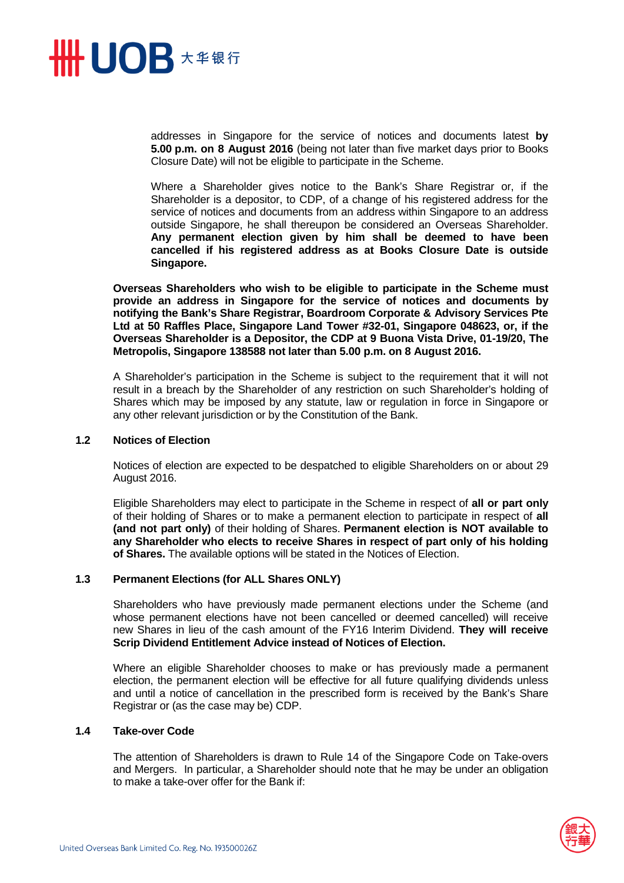addresses in Singapore for the service of notices and documents latest **by 5.00 p.m. on 8 August 2016** (being not later than five market days prior to Books Closure Date) will not be eligible to participate in the Scheme.

Where a Shareholder gives notice to the Bank's Share Registrar or, if the Shareholder is a depositor, to CDP, of a change of his registered address for the service of notices and documents from an address within Singapore to an address outside Singapore, he shall thereupon be considered an Overseas Shareholder. **Any permanent election given by him shall be deemed to have been cancelled if his registered address as at Books Closure Date is outside Singapore.**

**Overseas Shareholders who wish to be eligible to participate in the Scheme must provide an address in Singapore for the service of notices and documents by notifying the Bank's Share Registrar, Boardroom Corporate & Advisory Services Pte Ltd at 50 Raffles Place, Singapore Land Tower #32-01, Singapore 048623, or, if the Overseas Shareholder is a Depositor, the CDP at 9 Buona Vista Drive, 01-19/20, The Metropolis, Singapore 138588 not later than 5.00 p.m. on 8 August 2016.**

A Shareholder's participation in the Scheme is subject to the requirement that it will not result in a breach by the Shareholder of any restriction on such Shareholder's holding of Shares which may be imposed by any statute, law or regulation in force in Singapore or any other relevant jurisdiction or by the Constitution of the Bank.

### 1.2 Notices of Election

Notices of election are expected to be despatched to eligible Shareholders on or about 29 August 2016.

Eligible Shareholders may elect to participate in the Scheme in respect of **all or part only** of their holding of Shares or to make a permanent election to participate in respect of **all (and not part only)** of their holding of Shares. **Permanent election is NOT available to any Shareholder who elects to receive Shares in respect of part only of his holding of Shares.** The available options will be stated in the Notices of Election.

### 1.3 Permanent Elections (for ALL Shares ONLY)

Shareholders who have previously made permanent elections under the Scheme (and whose permanent elections have not been cancelled or deemed cancelled) will receive new Shares in lieu of the cash amount of the FY16 Interim Dividend. **They will receive Scrip Dividend Entitlement Advice instead of Notices of Election.**

Where an eligible Shareholder chooses to make or has previously made a permanent election, the permanent election will be effective for all future qualifying dividends unless and until a notice of cancellation in the prescribed form is received by the Bank's Share Registrar or (as the case may be) CDP.

### 1.4 Take-over Code

The attention of Shareholders is drawn to Rule 14 of the Singapore Code on Take-overs and Mergers. In particular, a Shareholder should note that he may be under an obligation to make a take-over offer for the Bank if: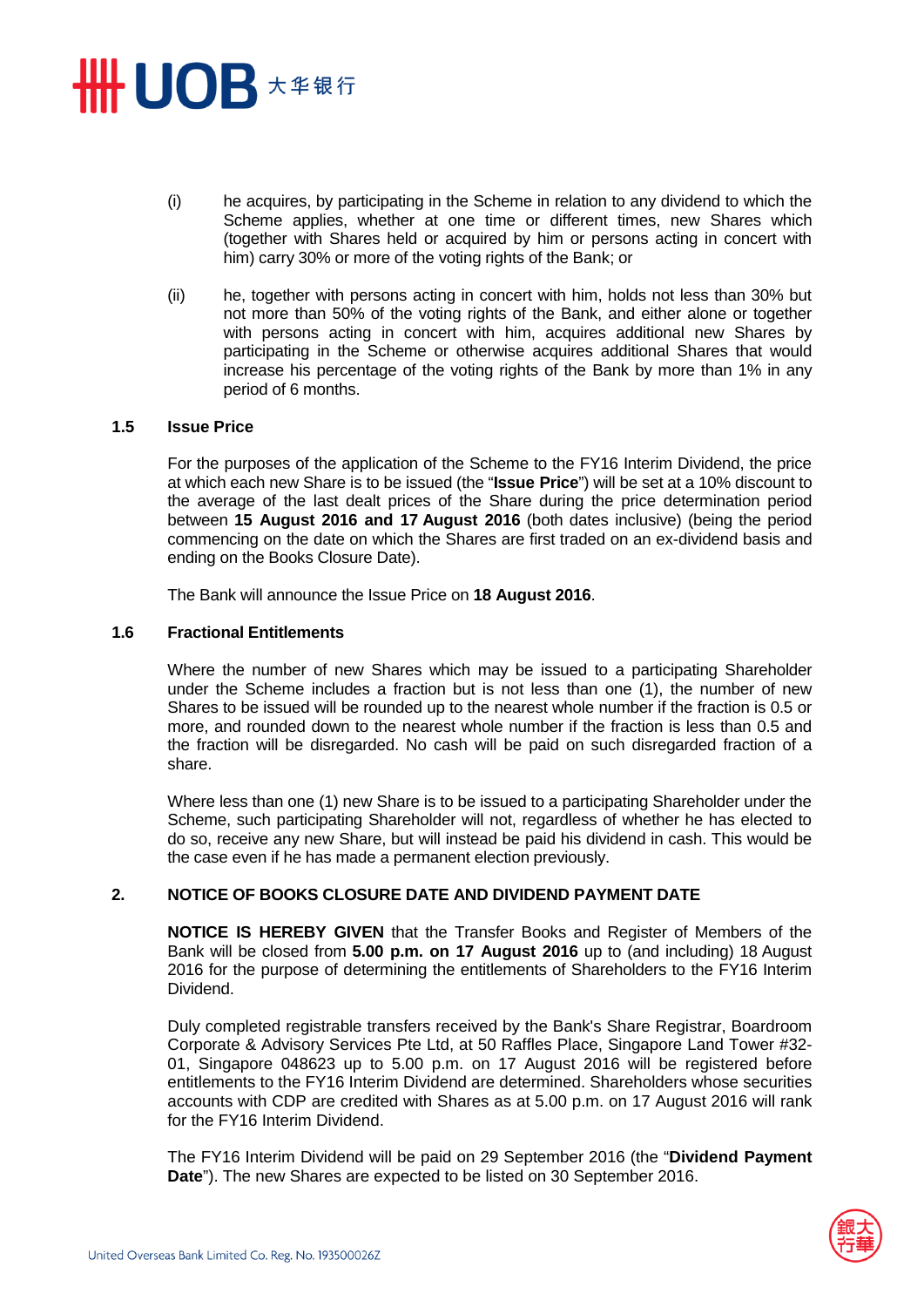(i) he acquires, by participating in the Scheme in relation to any dividend to which the Scheme applies, whether at one time or different times, new Shares which (together with Shares held or acquired by him or persons acting in concert with him) carry 30% or more of the voting rights of the Bank; or

(ii) he, together with persons acting in concert with him, holds not less than 30% but not more than 50% of the voting rights of the Bank, and either alone or together with persons acting in concert with him, acquires additional new Shares by participating in the Scheme or otherwise acquires additional Shares that would increase his percentage of the voting rights of the Bank by more than 1% in any period of 6 months.

### 1.5 Issue Price

For the purposes of the application of the Scheme to the FY16 Interim Dividend, the price at which each new Share is to be issued (the "**Issue Price**") will be set at a 10% discount to the average of the last dealt prices of the Share during the price determination period between **15 August 2016 and 17 August 2016** (both dates inclusive) (being the period commencing on the date on which the Shares are first traded on an ex-dividend basis and ending on the Books Closure Date).

The Bank will announce the Issue Price on **18 August 2016**.

### 1.6 Fractional Entitlements

Where the number of new Shares which may be issued to a participating Shareholder under the Scheme includes a fraction but is not less than one (1), the number of new Shares to be issued will be rounded up to the nearest whole number if the fraction is 0.5 or more, and rounded down to the nearest whole number if the fraction is less than 0.5 and the fraction will be disregarded. No cash will be paid on such disregarded fraction of a share.

Where less than one (1) new Share is to be issued to a participating Shareholder under the Scheme, such participating Shareholder will not, regardless of whether he has elected to do so, receive any new Share, but will instead be paid his dividend in cash. This would be the case even if he has made a permanent election previously.

## 2. NOTICE OF BOOKS CLOSURE DATE AND DIVIDEND PAYMENT DATE

**NOTICE IS HEREBY GIVEN** that the Transfer Books and Register of Members of the Bank will be closed from **5.00 p.m. on 17 August 2016** up to (and including) 18 August 2016 for the purpose of determining the entitlements of Shareholders to the FY16 Interim Dividend.

Duly completed registrable transfers received by the Bank's Share Registrar, Boardroom Corporate & Advisory Services Pte Ltd, at 50 Raffles Place, Singapore Land Tower #32-01, Singapore 048623 up to 5.00 p.m. on 17 August 2016 will be registered before entitlements to the FY16 Interim Dividend are determined. Shareholders whose securities accounts with CDP are credited with Shares as at 5.00 p.m. on 17 August 2016 will rank for the FY16 Interim Dividend.

The FY16 Interim Dividend will be paid on 29 September 2016 (the "**Dividend Payment Date**"). The new Shares are expected to be listed on 30 September 2016.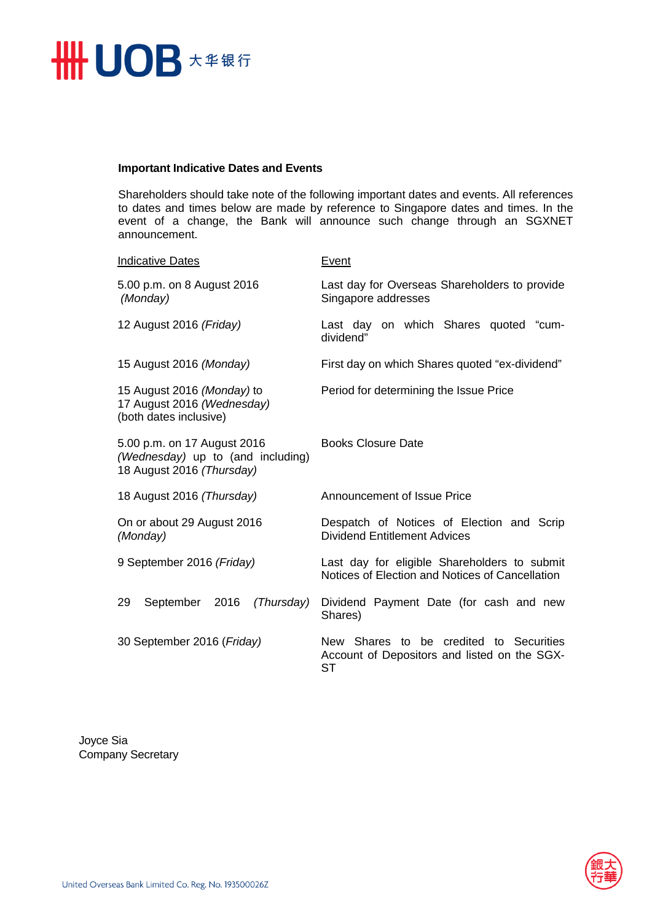**Important Indicative Dates and Events**

Shareholders should take note of the following important dates and events. All references to dates and times below are made by reference to Singapore dates and times. In the event of a change, the Bank will announce such change through an SGXNET announcement.

| Indicative Dates | Event |
|---|---|
| 5.00 p.m. on 8 August 2016 *(Monday)* | Last day for Overseas Shareholders to provide Singapore addresses |
| 12 August 2016 *(Friday)* | Last day on which Shares quoted "cum-dividend" |
| 15 August 2016 *(Monday)* | First day on which Shares quoted "ex-dividend" |
| 15 August 2016 *(Monday)* to 17 August 2016 *(Wednesday)* (both dates inclusive) | Period for determining the Issue Price |
| 5.00 p.m. on 17 August 2016 *(Wednesday)* up to (and including) 18 August 2016 *(Thursday)* | Books Closure Date |
| 18 August 2016 *(Thursday)* | Announcement of Issue Price |
| On or about 29 August 2016 *(Monday)* | Despatch of Notices of Election and Scrip Dividend Entitlement Advices |
| 9 September 2016 *(Friday)* | Last day for eligible Shareholders to submit Notices of Election and Notices of Cancellation |
| 29 September 2016 *(Thursday)* | Dividend Payment Date (for cash and new Shares) |
| 30 September 2016 (*Friday*) | New Shares to be credited to Securities Account of Depositors and listed on the SGX-ST |

Joyce Sia
Company Secretary